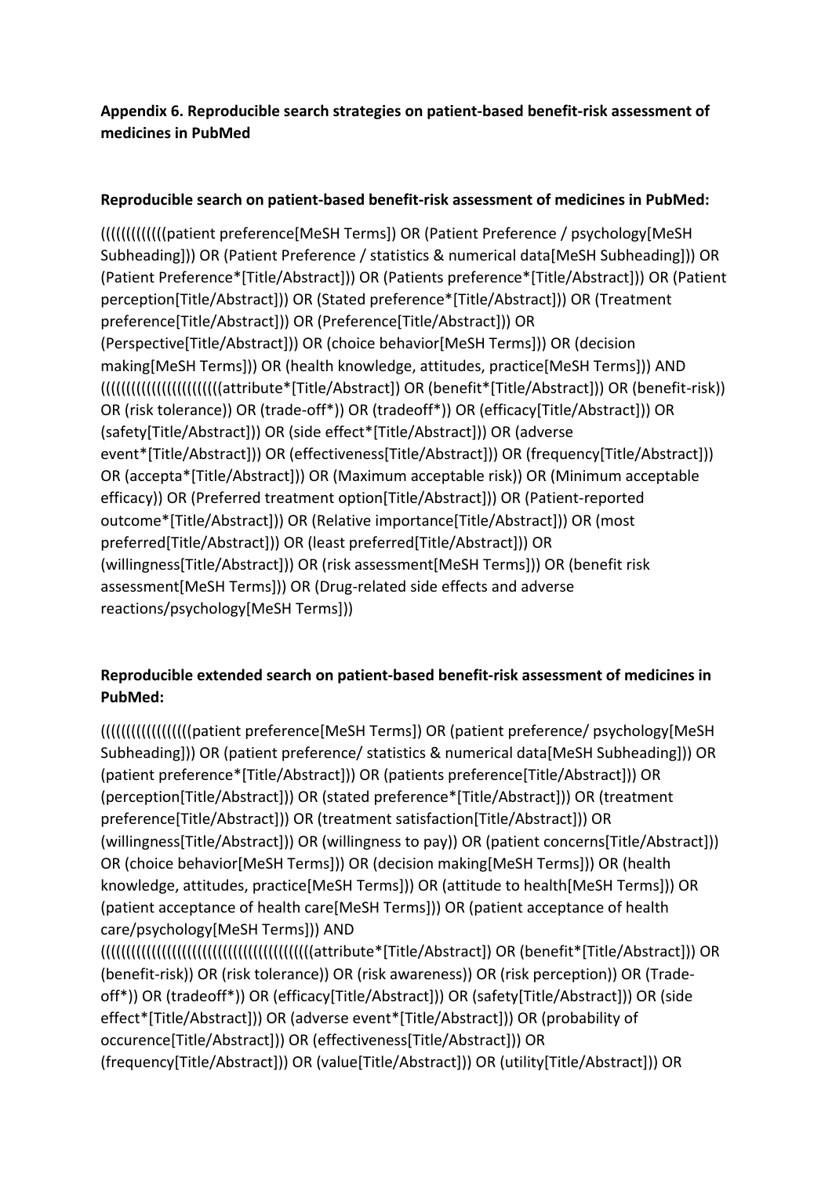**Appendix 6. Reproducible search strategies on patient-based benefit-risk assessment of medicines in PubMed**

**Reproducible search on patient-based benefit-risk assessment of medicines in PubMed:**

((((((((((((patient preference[MeSH Terms]) OR (Patient Preference / psychology[MeSH Subheading])) OR (Patient Preference / statistics & numerical data[MeSH Subheading])) OR (Patient Preference*[Title/Abstract])) OR (Patients preference*[Title/Abstract])) OR (Patient perception[Title/Abstract])) OR (Stated preference*[Title/Abstract])) OR (Treatment preference[Title/Abstract])) OR (Preference[Title/Abstract])) OR (Perspective[Title/Abstract])) OR (choice behavior[MeSH Terms])) OR (decision making[MeSH Terms])) OR (health knowledge, attitudes, practice[MeSH Terms])) AND ((((((((((((((((((((((attribute*[Title/Abstract]) OR (benefit*[Title/Abstract])) OR (benefit-risk)) OR (risk tolerance)) OR (trade-off*)) OR (tradeoff*)) OR (efficacy[Title/Abstract])) OR (safety[Title/Abstract])) OR (side effect*[Title/Abstract])) OR (adverse event*[Title/Abstract])) OR (effectiveness[Title/Abstract])) OR (frequency[Title/Abstract])) OR (accepta*[Title/Abstract])) OR (Maximum acceptable risk)) OR (Minimum acceptable efficacy)) OR (Preferred treatment option[Title/Abstract])) OR (Patient-reported outcome*[Title/Abstract])) OR (Relative importance[Title/Abstract])) OR (most preferred[Title/Abstract])) OR (least preferred[Title/Abstract])) OR (willingness[Title/Abstract])) OR (risk assessment[MeSH Terms])) OR (benefit risk assessment[MeSH Terms])) OR (Drug-related side effects and adverse reactions/psychology[MeSH Terms]))

**Reproducible extended search on patient-based benefit-risk assessment of medicines in PubMed:**

((((((((((((((((patient preference[MeSH Terms]) OR (patient preference/ psychology[MeSH Subheading])) OR (patient preference/ statistics & numerical data[MeSH Subheading])) OR (patient preference*[Title/Abstract])) OR (patients preference[Title/Abstract])) OR (perception[Title/Abstract])) OR (stated preference*[Title/Abstract])) OR (treatment preference[Title/Abstract])) OR (treatment satisfaction[Title/Abstract])) OR (willingness[Title/Abstract])) OR (willingness to pay)) OR (patient concerns[Title/Abstract])) OR (choice behavior[MeSH Terms])) OR (decision making[MeSH Terms])) OR (health knowledge, attitudes, practice[MeSH Terms])) OR (attitude to health[MeSH Terms])) OR (patient acceptance of health care[MeSH Terms])) OR (patient acceptance of health care/psychology[MeSH Terms])) AND (((((((((((((((((((((((((((((((((((((((attribute*[Title/Abstract]) OR (benefit*[Title/Abstract])) OR (benefit-risk)) OR (risk tolerance)) OR (risk awareness)) OR (risk perception)) OR (Trade-off*)) OR (tradeoff*)) OR (efficacy[Title/Abstract])) OR (safety[Title/Abstract])) OR (side effect*[Title/Abstract])) OR (adverse event*[Title/Abstract])) OR (probability of occurence[Title/Abstract])) OR (effectiveness[Title/Abstract])) OR (frequency[Title/Abstract])) OR (value[Title/Abstract])) OR (utility[Title/Abstract])) OR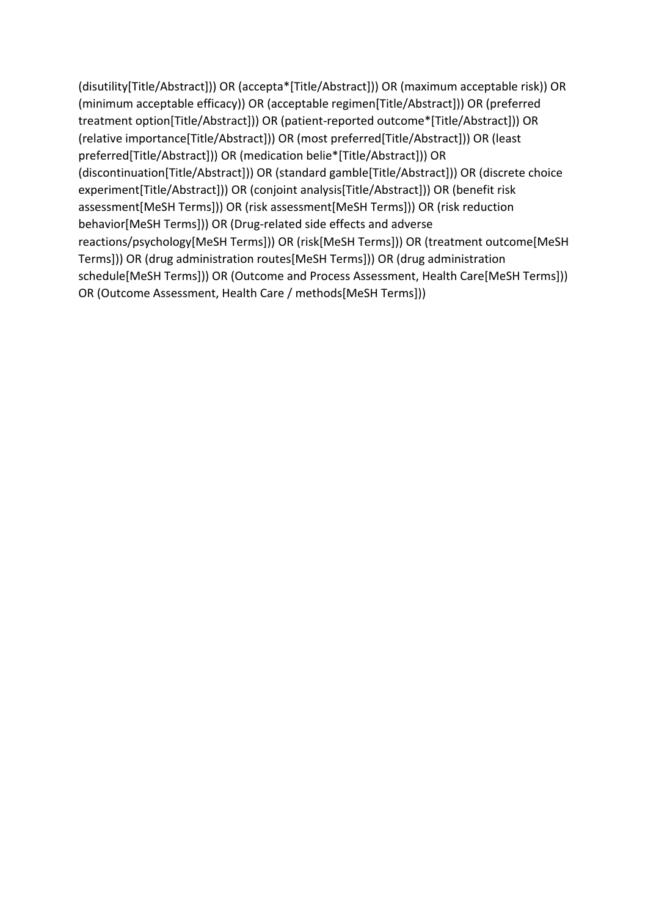(disutility[Title/Abstract])) OR (accepta*[Title/Abstract])) OR (maximum acceptable risk)) OR (minimum acceptable efficacy)) OR (acceptable regimen[Title/Abstract])) OR (preferred treatment option[Title/Abstract])) OR (patient-reported outcome*[Title/Abstract])) OR (relative importance[Title/Abstract])) OR (most preferred[Title/Abstract])) OR (least preferred[Title/Abstract])) OR (medication belie*[Title/Abstract])) OR (discontinuation[Title/Abstract])) OR (standard gamble[Title/Abstract])) OR (discrete choice experiment[Title/Abstract])) OR (conjoint analysis[Title/Abstract])) OR (benefit risk assessment[MeSH Terms])) OR (risk assessment[MeSH Terms])) OR (risk reduction behavior[MeSH Terms])) OR (Drug-related side effects and adverse reactions/psychology[MeSH Terms])) OR (risk[MeSH Terms])) OR (treatment outcome[MeSH Terms])) OR (drug administration routes[MeSH Terms])) OR (drug administration schedule[MeSH Terms])) OR (Outcome and Process Assessment, Health Care[MeSH Terms])) OR (Outcome Assessment, Health Care / methods[MeSH Terms]))